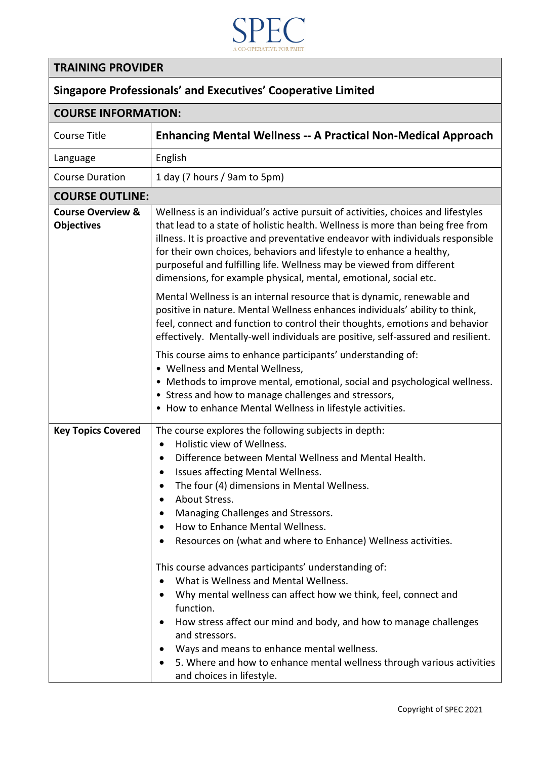SPEC

A CO-OPERATIVE FOR PMET

| TRAINING PROVIDER | |
|---|---|
| **Singapore Professionals' and Executives' Cooperative Limited** | |
| **COURSE INFORMATION:** | |
| Course Title | **Enhancing Mental Wellness -- A Practical Non-Medical Approach** |
| Language | English |
| Course Duration | 1 day (7 hours / 9am to 5pm) |
| **COURSE OUTLINE:** | |
| **Course Overview & Objectives** | Wellness is an individual's active pursuit of activities, choices and lifestyles that lead to a state of holistic health. Wellness is more than being free from illness. It is proactive and preventative endeavor with individuals responsible for their own choices, behaviors and lifestyle to enhance a healthy, purposeful and fulfilling life. Wellness may be viewed from different dimensions, for example physical, mental, emotional, social etc.<br><br>Mental Wellness is an internal resource that is dynamic, renewable and positive in nature. Mental Wellness enhances individuals' ability to think, feel, connect and function to control their thoughts, emotions and behavior effectively. Mentally-well individuals are positive, self-assured and resilient.<br><br>This course aims to enhance participants' understanding of:<br>• Wellness and Mental Wellness,<br>• Methods to improve mental, emotional, social and psychological wellness.<br>• Stress and how to manage challenges and stressors,<br>• How to enhance Mental Wellness in lifestyle activities. |
| **Key Topics Covered** | The course explores the following subjects in depth:<br>• Holistic view of Wellness.<br>• Difference between Mental Wellness and Mental Health.<br>• Issues affecting Mental Wellness.<br>• The four (4) dimensions in Mental Wellness.<br>• About Stress.<br>• Managing Challenges and Stressors.<br>• How to Enhance Mental Wellness.<br>• Resources on (what and where to Enhance) Wellness activities.<br><br>This course advances participants' understanding of:<br>• What is Wellness and Mental Wellness.<br>• Why mental wellness can affect how we think, feel, connect and function.<br>• How stress affect our mind and body, and how to manage challenges and stressors.<br>• Ways and means to enhance mental wellness.<br>• 5. Where and how to enhance mental wellness through various activities and choices in lifestyle. |

Copyright of SPEC 2021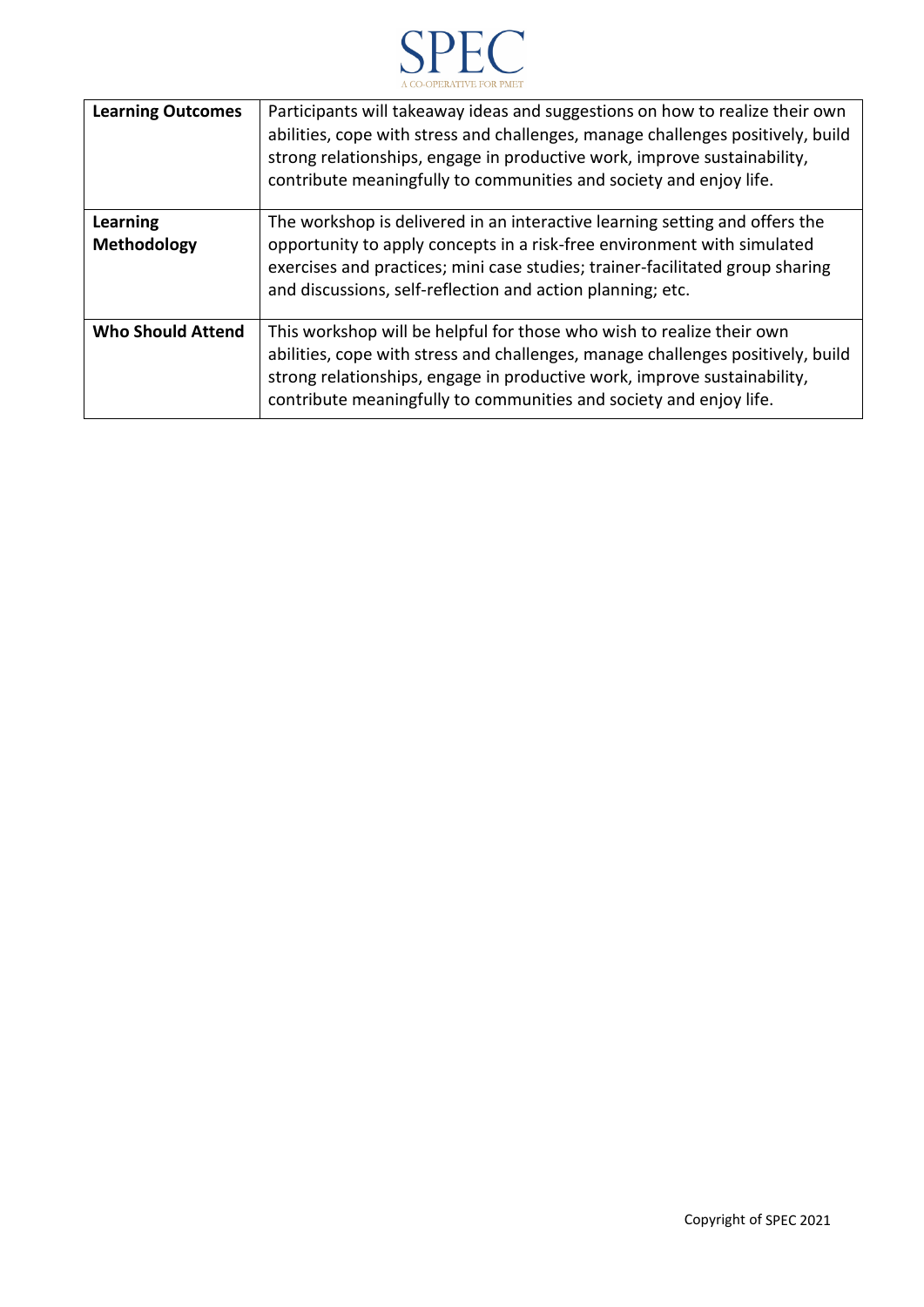| | |
|---|---|
| **Learning Outcomes** | Participants will takeaway ideas and suggestions on how to realize their own abilities, cope with stress and challenges, manage challenges positively, build strong relationships, engage in productive work, improve sustainability, contribute meaningfully to communities and society and enjoy life. |
| **Learning Methodology** | The workshop is delivered in an interactive learning setting and offers the opportunity to apply concepts in a risk-free environment with simulated exercises and practices; mini case studies; trainer-facilitated group sharing and discussions, self-reflection and action planning; etc. |
| **Who Should Attend** | This workshop will be helpful for those who wish to realize their own abilities, cope with stress and challenges, manage challenges positively, build strong relationships, engage in productive work, improve sustainability, contribute meaningfully to communities and society and enjoy life. |

Copyright of SPEC 2021